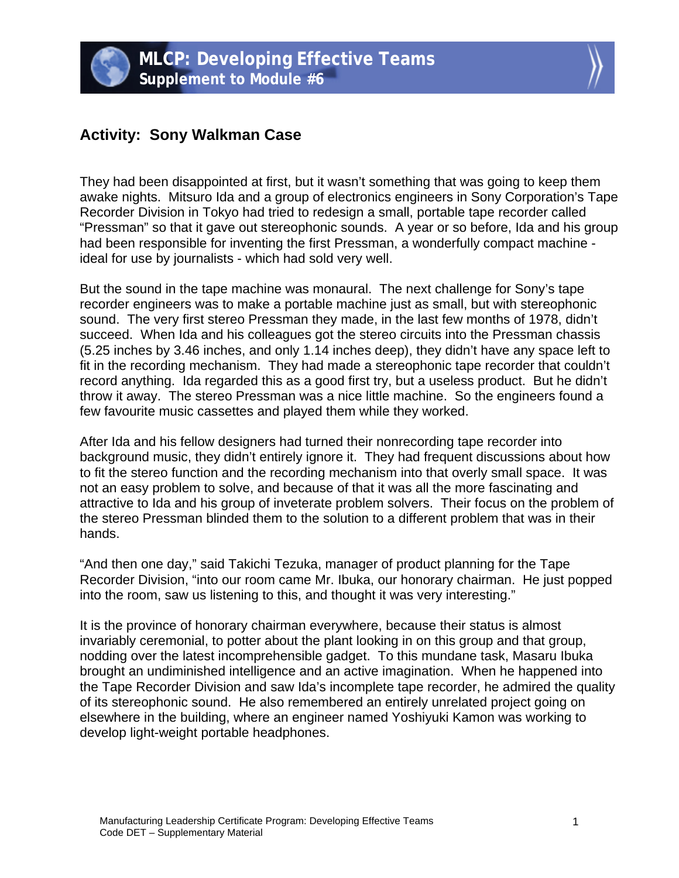# MLCP: Developing Effective Teams
## Supplement to Module #6

### Activity: Sony Walkman Case

They had been disappointed at first, but it wasn't something that was going to keep them awake nights. Mitsuro Ida and a group of electronics engineers in Sony Corporation's Tape Recorder Division in Tokyo had tried to redesign a small, portable tape recorder called "Pressman" so that it gave out stereophonic sounds. A year or so before, Ida and his group had been responsible for inventing the first Pressman, a wonderfully compact machine - ideal for use by journalists - which had sold very well.

But the sound in the tape machine was monaural. The next challenge for Sony's tape recorder engineers was to make a portable machine just as small, but with stereophonic sound. The very first stereo Pressman they made, in the last few months of 1978, didn't succeed. When Ida and his colleagues got the stereo circuits into the Pressman chassis (5.25 inches by 3.46 inches, and only 1.14 inches deep), they didn't have any space left to fit in the recording mechanism. They had made a stereophonic tape recorder that couldn't record anything. Ida regarded this as a good first try, but a useless product. But he didn't throw it away. The stereo Pressman was a nice little machine. So the engineers found a few favourite music cassettes and played them while they worked.

After Ida and his fellow designers had turned their nonrecording tape recorder into background music, they didn't entirely ignore it. They had frequent discussions about how to fit the stereo function and the recording mechanism into that overly small space. It was not an easy problem to solve, and because of that it was all the more fascinating and attractive to Ida and his group of inveterate problem solvers. Their focus on the problem of the stereo Pressman blinded them to the solution to a different problem that was in their hands.

"And then one day," said Takichi Tezuka, manager of product planning for the Tape Recorder Division, "into our room came Mr. Ibuka, our honorary chairman. He just popped into the room, saw us listening to this, and thought it was very interesting."

It is the province of honorary chairman everywhere, because their status is almost invariably ceremonial, to potter about the plant looking in on this group and that group, nodding over the latest incomprehensible gadget. To this mundane task, Masaru Ibuka brought an undiminished intelligence and an active imagination. When he happened into the Tape Recorder Division and saw Ida's incomplete tape recorder, he admired the quality of its stereophonic sound. He also remembered an entirely unrelated project going on elsewhere in the building, where an engineer named Yoshiyuki Kamon was working to develop light-weight portable headphones.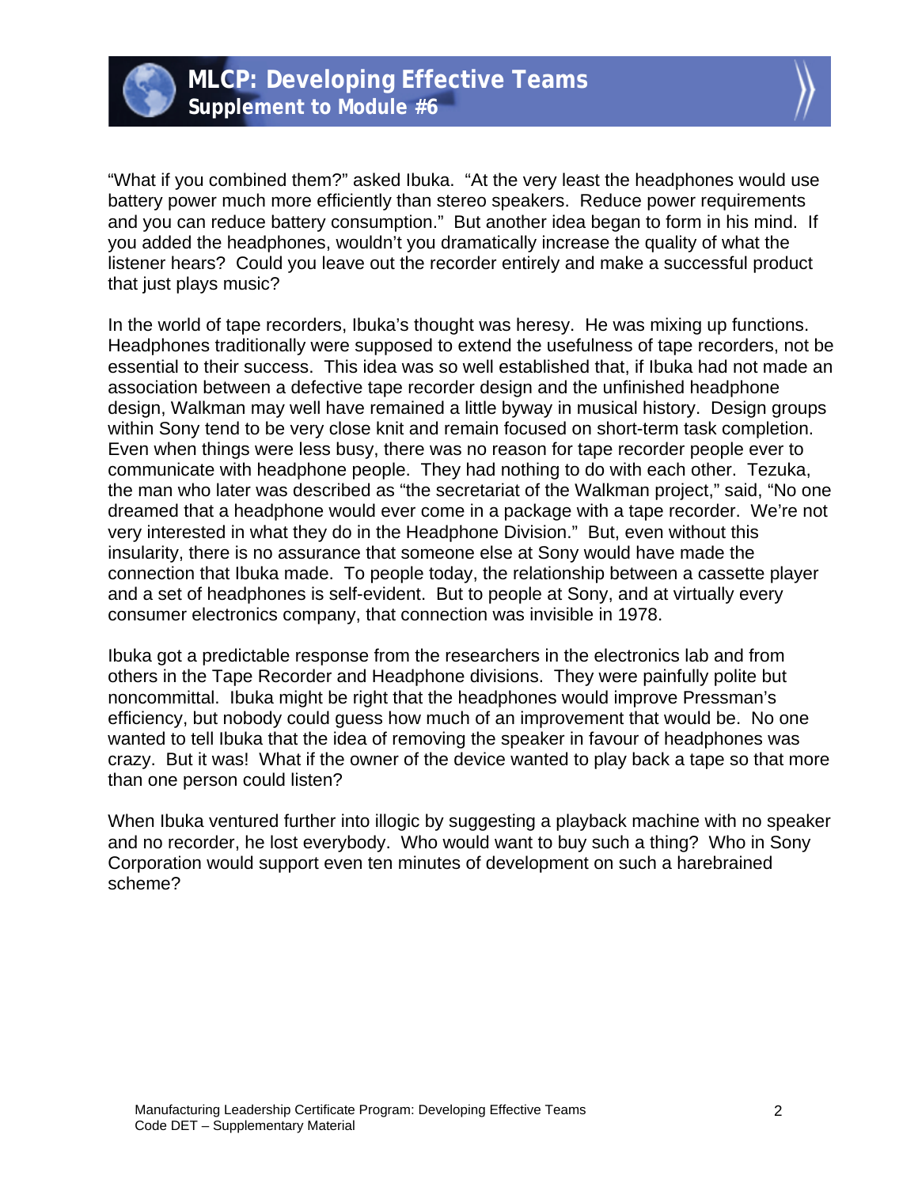"What if you combined them?" asked Ibuka. "At the very least the headphones would use battery power much more efficiently than stereo speakers. Reduce power requirements and you can reduce battery consumption." But another idea began to form in his mind. If you added the headphones, wouldn't you dramatically increase the quality of what the listener hears? Could you leave out the recorder entirely and make a successful product that just plays music?

In the world of tape recorders, Ibuka's thought was heresy. He was mixing up functions. Headphones traditionally were supposed to extend the usefulness of tape recorders, not be essential to their success. This idea was so well established that, if Ibuka had not made an association between a defective tape recorder design and the unfinished headphone design, Walkman may well have remained a little byway in musical history. Design groups within Sony tend to be very close knit and remain focused on short-term task completion. Even when things were less busy, there was no reason for tape recorder people ever to communicate with headphone people. They had nothing to do with each other. Tezuka, the man who later was described as "the secretariat of the Walkman project," said, "No one dreamed that a headphone would ever come in a package with a tape recorder. We're not very interested in what they do in the Headphone Division." But, even without this insularity, there is no assurance that someone else at Sony would have made the connection that Ibuka made. To people today, the relationship between a cassette player and a set of headphones is self-evident. But to people at Sony, and at virtually every consumer electronics company, that connection was invisible in 1978.

Ibuka got a predictable response from the researchers in the electronics lab and from others in the Tape Recorder and Headphone divisions. They were painfully polite but noncommittal. Ibuka might be right that the headphones would improve Pressman's efficiency, but nobody could guess how much of an improvement that would be. No one wanted to tell Ibuka that the idea of removing the speaker in favour of headphones was crazy. But it was! What if the owner of the device wanted to play back a tape so that more than one person could listen?

When Ibuka ventured further into illogic by suggesting a playback machine with no speaker and no recorder, he lost everybody. Who would want to buy such a thing? Who in Sony Corporation would support even ten minutes of development on such a harebrained scheme?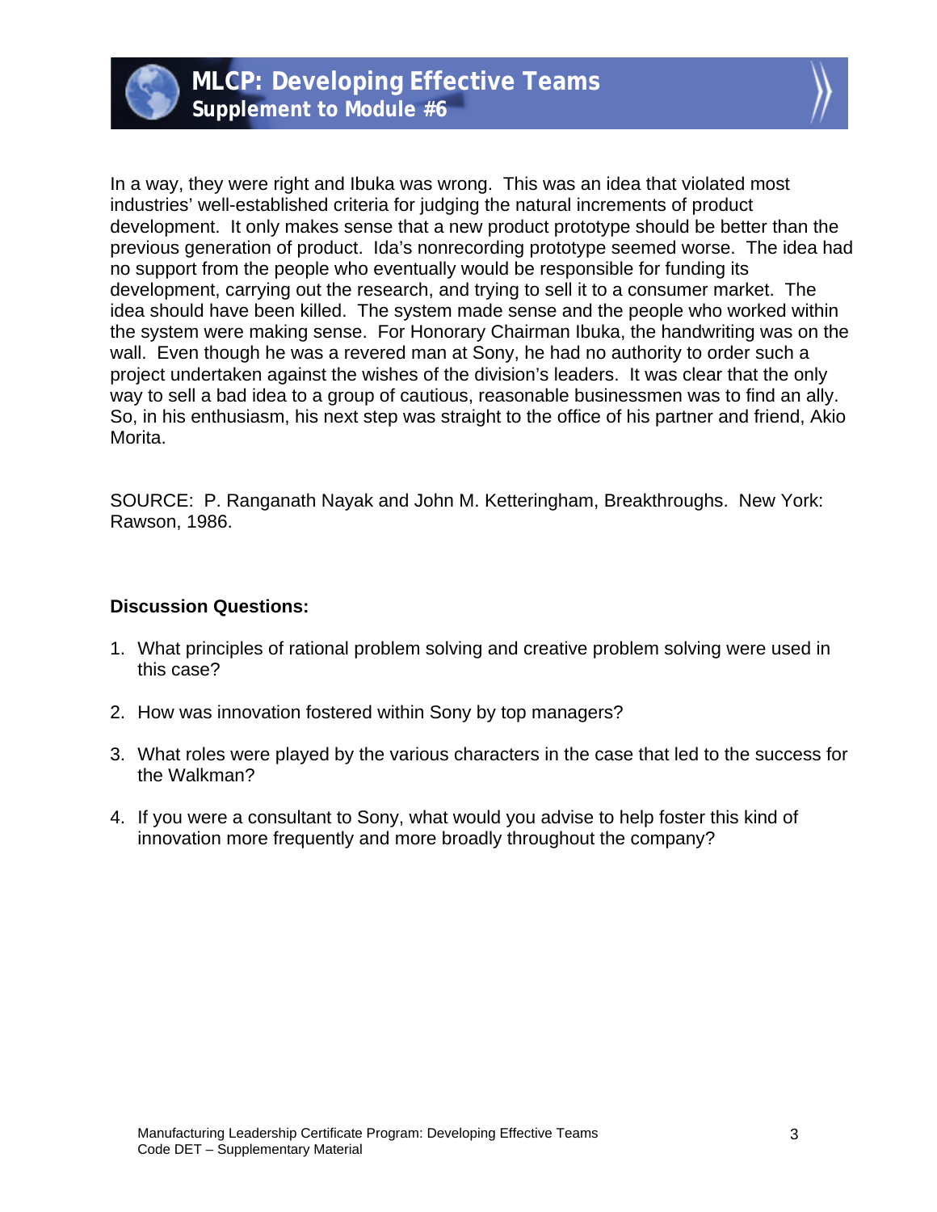In a way, they were right and Ibuka was wrong. This was an idea that violated most industries' well-established criteria for judging the natural increments of product development. It only makes sense that a new product prototype should be better than the previous generation of product. Ida's nonrecording prototype seemed worse. The idea had no support from the people who eventually would be responsible for funding its development, carrying out the research, and trying to sell it to a consumer market. The idea should have been killed. The system made sense and the people who worked within the system were making sense. For Honorary Chairman Ibuka, the handwriting was on the wall. Even though he was a revered man at Sony, he had no authority to order such a project undertaken against the wishes of the division's leaders. It was clear that the only way to sell a bad idea to a group of cautious, reasonable businessmen was to find an ally. So, in his enthusiasm, his next step was straight to the office of his partner and friend, Akio Morita.

SOURCE: P. Ranganath Nayak and John M. Ketteringham, Breakthroughs. New York: Rawson, 1986.

**Discussion Questions:**

1. What principles of rational problem solving and creative problem solving were used in this case?
2. How was innovation fostered within Sony by top managers?
3. What roles were played by the various characters in the case that led to the success for the Walkman?
4. If you were a consultant to Sony, what would you advise to help foster this kind of innovation more frequently and more broadly throughout the company?